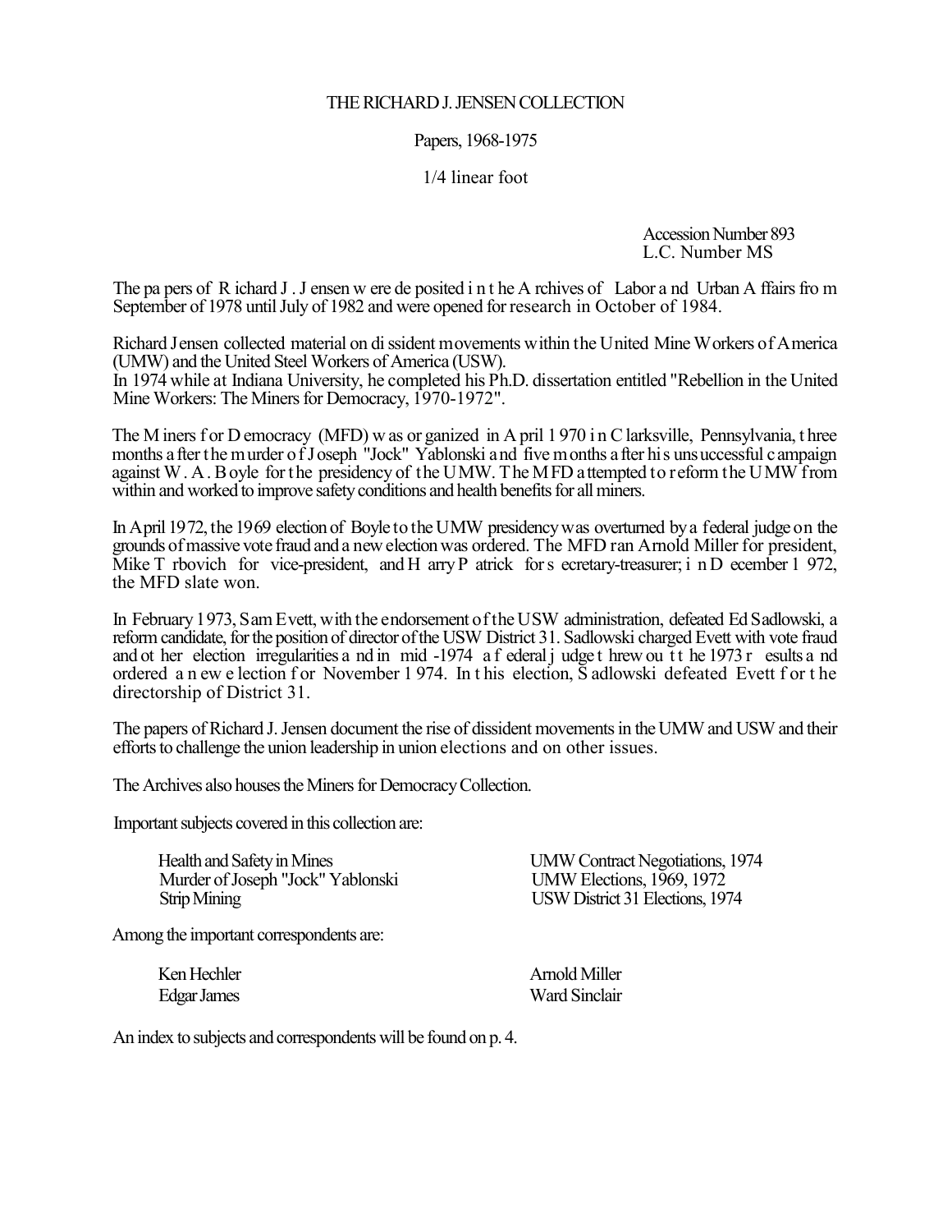# THE RICHARD J. JENSEN COLLECTION

Papers, 1968-1975

1/4 linear foot

Accession Number 893
L.C. Number MS

The papers of Richard J. Jensen were deposited in the Archives of Labor and Urban Affairs from September of 1978 until July of 1982 and were opened for research in October of 1984.

Richard Jensen collected material on dissident movements within the United Mine Workers of America (UMW) and the United Steel Workers of America (USW).
In 1974 while at Indiana University, he completed his Ph.D. dissertation entitled "Rebellion in the United Mine Workers: The Miners for Democracy, 1970-1972".

The Miners for Democracy (MFD) was organized in April 1970 in Clarksville, Pennsylvania, three months after the murder of Joseph "Jock" Yablonski and five months after his unsuccessful campaign against W. A. Boyle for the presidency of the UMW. The MFD attempted to reform the UMW from within and worked to improve safety conditions and health benefits for all miners.

In April 1972, the 1969 election of Boyle to the UMW presidency was overturned by a federal judge on the grounds of massive vote fraud and a new election was ordered. The MFD ran Arnold Miller for president, Mike Trbovich for vice-president, and Harry Patrick for secretary-treasurer; in December 1972, the MFD slate won.

In February 1973, Sam Evett, with the endorsement of the USW administration, defeated Ed Sadlowski, a reform candidate, for the position of director of the USW District 31. Sadlowski charged Evett with vote fraud and other election irregularities and in mid-1974 a federal judge threw out the 1973 results and ordered a new election for November 1974. In this election, Sadlowski defeated Evett for the directorship of District 31.

The papers of Richard J. Jensen document the rise of dissident movements in the UMW and USW and their efforts to challenge the union leadership in union elections and on other issues.

The Archives also houses the Miners for Democracy Collection.

Important subjects covered in this collection are:

- Health and Safety in Mines
- Murder of Joseph "Jock" Yablonski
- Strip Mining
- UMW Contract Negotiations, 1974
- UMW Elections, 1969, 1972
- USW District 31 Elections, 1974

Among the important correspondents are:

- Ken Hechler
- Edgar James
- Arnold Miller
- Ward Sinclair

An index to subjects and correspondents will be found on p. 4.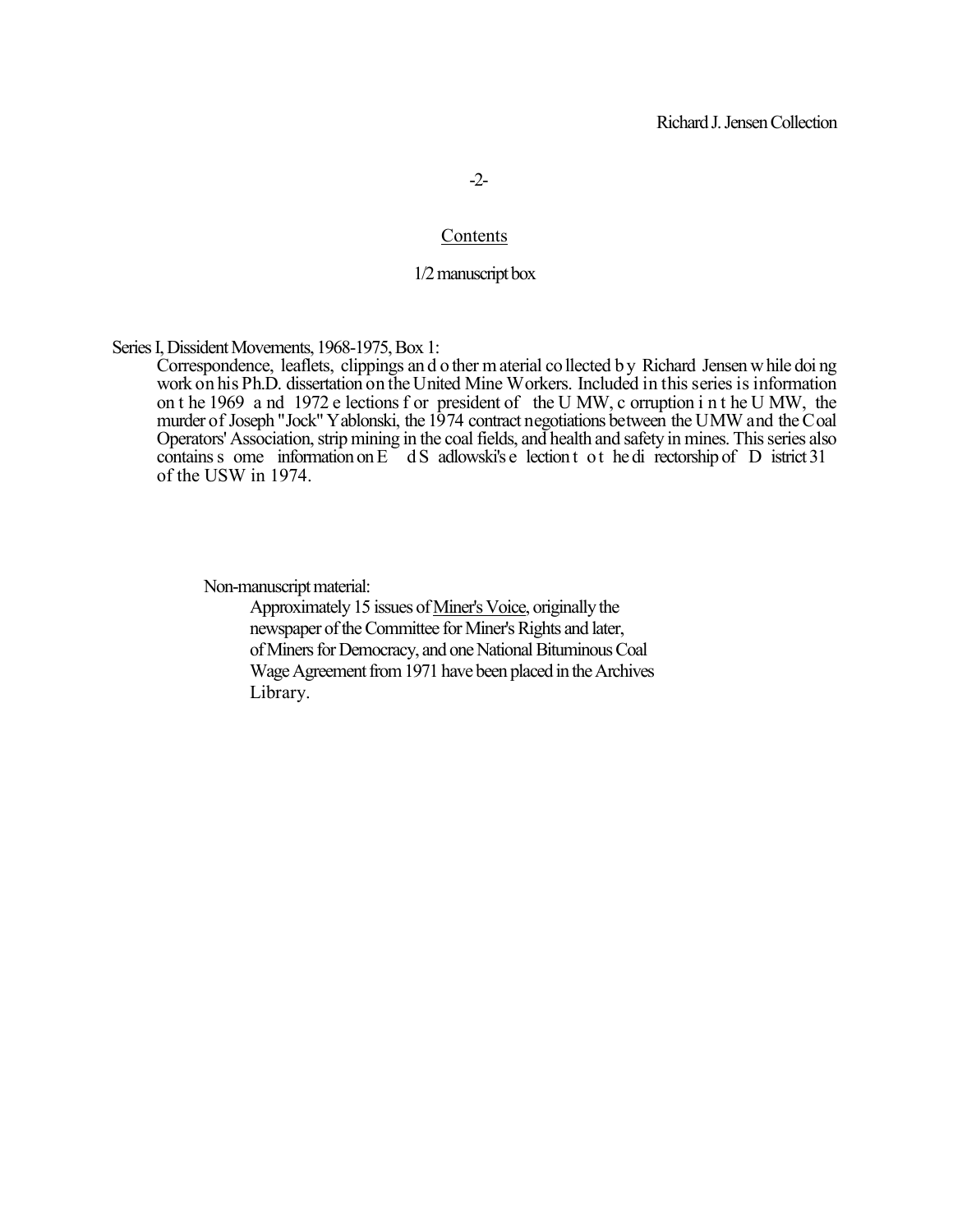## Contents

1/2 manuscript box

Series I, Dissident Movements, 1968-1975, Box 1:

Correspondence, leaflets, clippings and other material collected by Richard Jensen while doing work on his Ph.D. dissertation on the United Mine Workers. Included in this series is information on the 1969 and 1972 elections for president of the UMW, corruption in the UMW, the murder of Joseph "Jock" Yablonski, the 1974 contract negotiations between the UMW and the Coal Operators' Association, strip mining in the coal fields, and health and safety in mines. This series also contains some information on Ed Sadlowski's election to the directorship of District 31 of the USW in 1974.

Non-manuscript material:

Approximately 15 issues of Miner's Voice, originally the newspaper of the Committee for Miner's Rights and later, of Miners for Democracy, and one National Bituminous Coal Wage Agreement from 1971 have been placed in the Archives Library.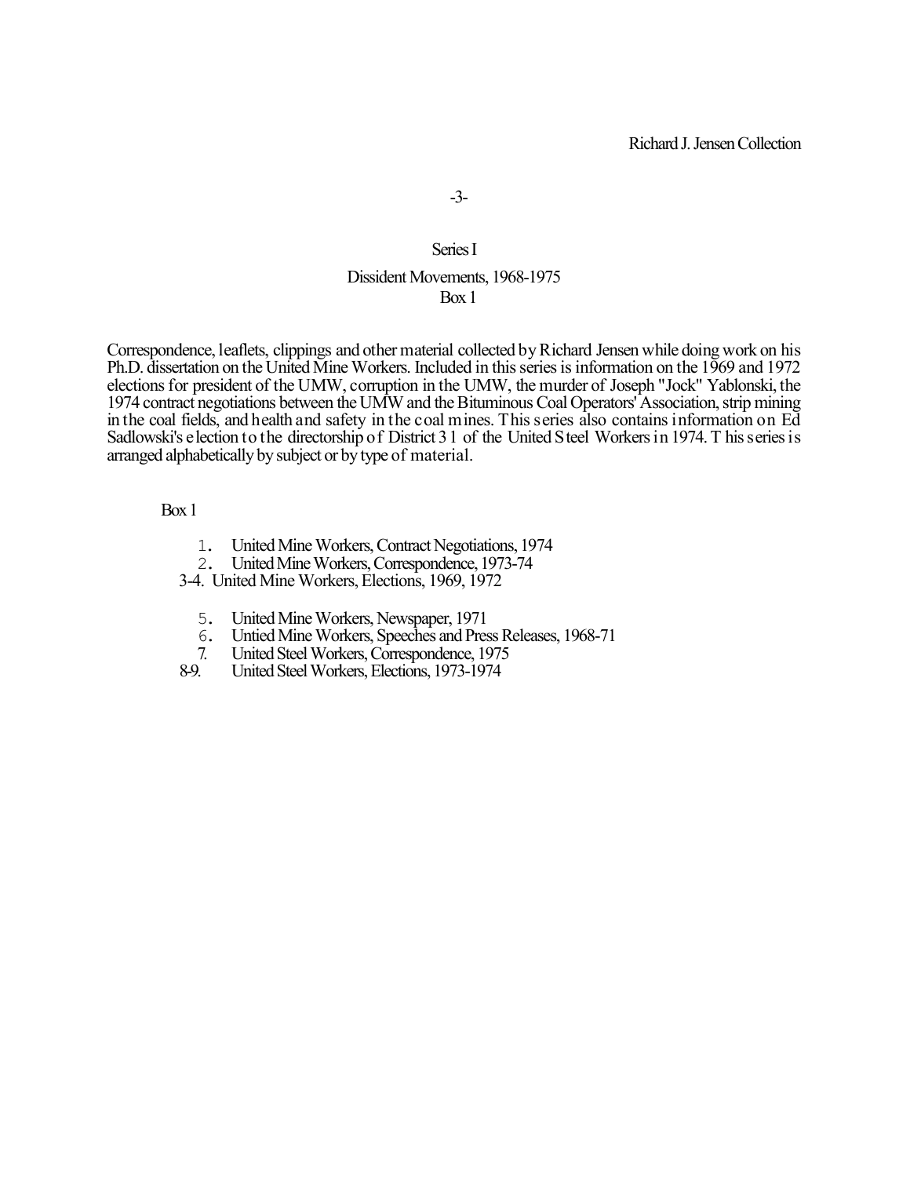## Series I

### Dissident Movements, 1968-1975
### Box 1

Correspondence, leaflets, clippings and other material collected by Richard Jensen while doing work on his Ph.D. dissertation on the United Mine Workers. Included in this series is information on the 1969 and 1972 elections for president of the UMW, corruption in the UMW, the murder of Joseph "Jock" Yablonski, the 1974 contract negotiations between the UMW and the Bituminous Coal Operators' Association, strip mining in the coal fields, and health and safety in the coal mines. This series also contains information on Ed Sadlowski's election to the directorship of District 31 of the United Steel Workers in 1974. This series is arranged alphabetically by subject or by type of material.

Box 1

1. United Mine Workers, Contract Negotiations, 1974
2. United Mine Workers, Correspondence, 1973-74

3-4. United Mine Workers, Elections, 1969, 1972

5. United Mine Workers, Newspaper, 1971
6. Untied Mine Workers, Speeches and Press Releases, 1968-71
7. United Steel Workers, Correspondence, 1975

8-9. United Steel Workers, Elections, 1973-1974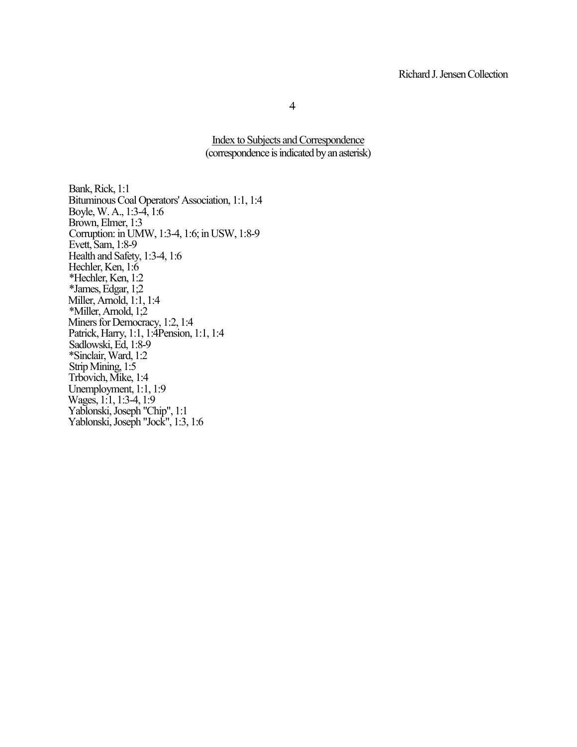## Index to Subjects and Correspondence

(correspondence is indicated by an asterisk)

Bank, Rick, 1:1
Bituminous Coal Operators' Association, 1:1, 1:4
Boyle, W. A., 1:3-4, 1:6
Brown, Elmer, 1:3
Corruption: in UMW, 1:3-4, 1:6; in USW, 1:8-9
Evett, Sam, 1:8-9
Health and Safety, 1:3-4, 1:6
Hechler, Ken, 1:6
*Hechler, Ken, 1:2
*James, Edgar, 1;2
Miller, Arnold, 1:1, 1:4
*Miller, Arnold, 1;2
Miners for Democracy, 1:2, 1:4
Patrick, Harry, 1:1, 1:4Pension, 1:1, 1:4
Sadlowski, Ed, 1:8-9
*Sinclair, Ward, 1:2
Strip Mining, 1:5
Trbovich, Mike, 1:4
Unemployment, 1:1, 1:9
Wages, 1:1, 1:3-4, 1:9
Yablonski, Joseph "Chip", 1:1
Yablonski, Joseph "Jock", 1:3, 1:6